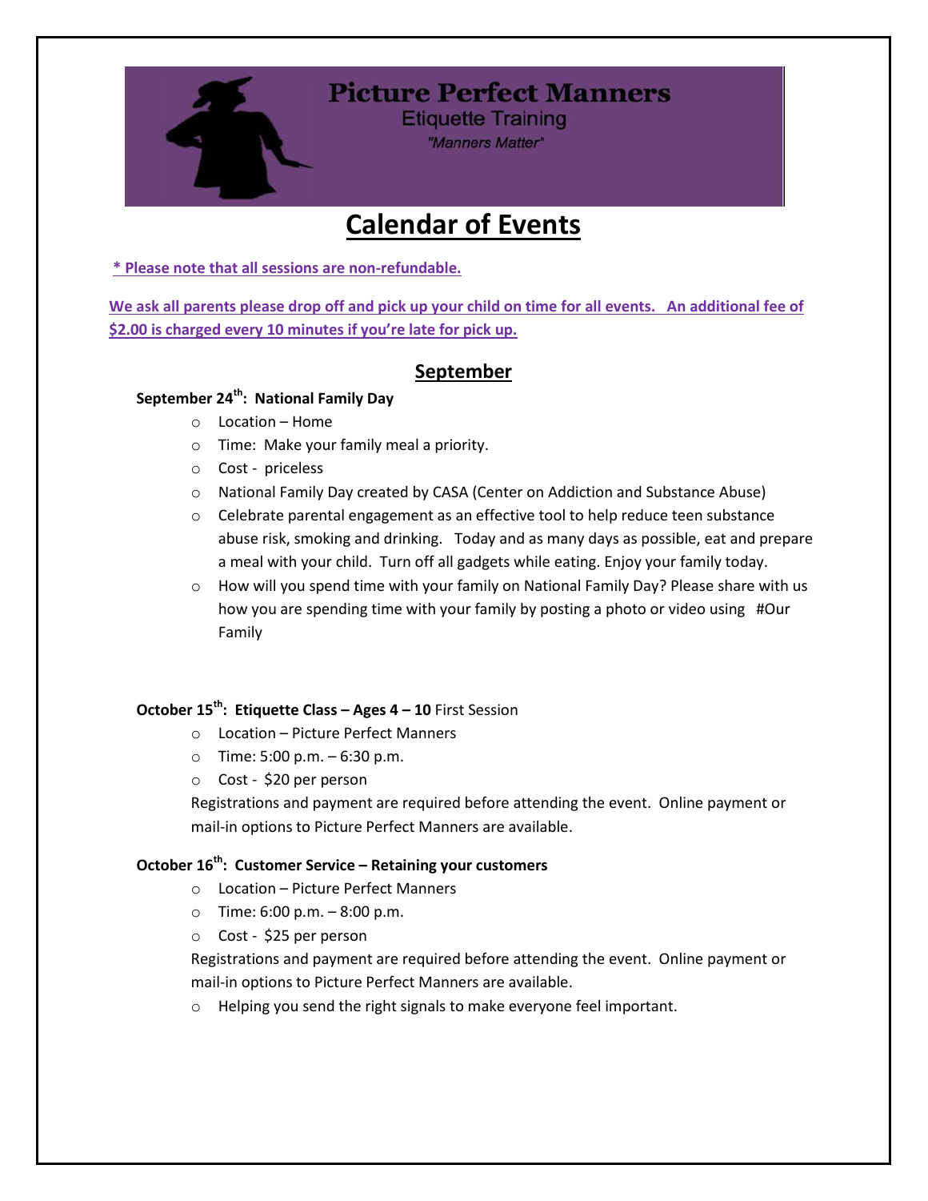**Picture Perfect Manners**

Etiquette Training

*"Manners Matter"*

# Calendar of Events

**\* Please note that all sessions are non-refundable.**

**We ask all parents please drop off and pick up your child on time for all events. An additional fee of $2.00 is charged every 10 minutes if you're late for pick up.**

## September

**September 24th: National Family Day**

- Location – Home
- Time: Make your family meal a priority.
- Cost - priceless
- National Family Day created by CASA (Center on Addiction and Substance Abuse)
- Celebrate parental engagement as an effective tool to help reduce teen substance abuse risk, smoking and drinking. Today and as many days as possible, eat and prepare a meal with your child. Turn off all gadgets while eating. Enjoy your family today.
- How will you spend time with your family on National Family Day? Please share with us how you are spending time with your family by posting a photo or video using #Our Family

**October 15th: Etiquette Class – Ages 4 – 10** First Session

- Location – Picture Perfect Manners
- Time: 5:00 p.m. – 6:30 p.m.
- Cost - $20 per person

Registrations and payment are required before attending the event. Online payment or mail-in options to Picture Perfect Manners are available.

**October 16th: Customer Service – Retaining your customers**

- Location – Picture Perfect Manners
- Time: 6:00 p.m. – 8:00 p.m.
- Cost - $25 per person

Registrations and payment are required before attending the event. Online payment or mail-in options to Picture Perfect Manners are available.

- Helping you send the right signals to make everyone feel important.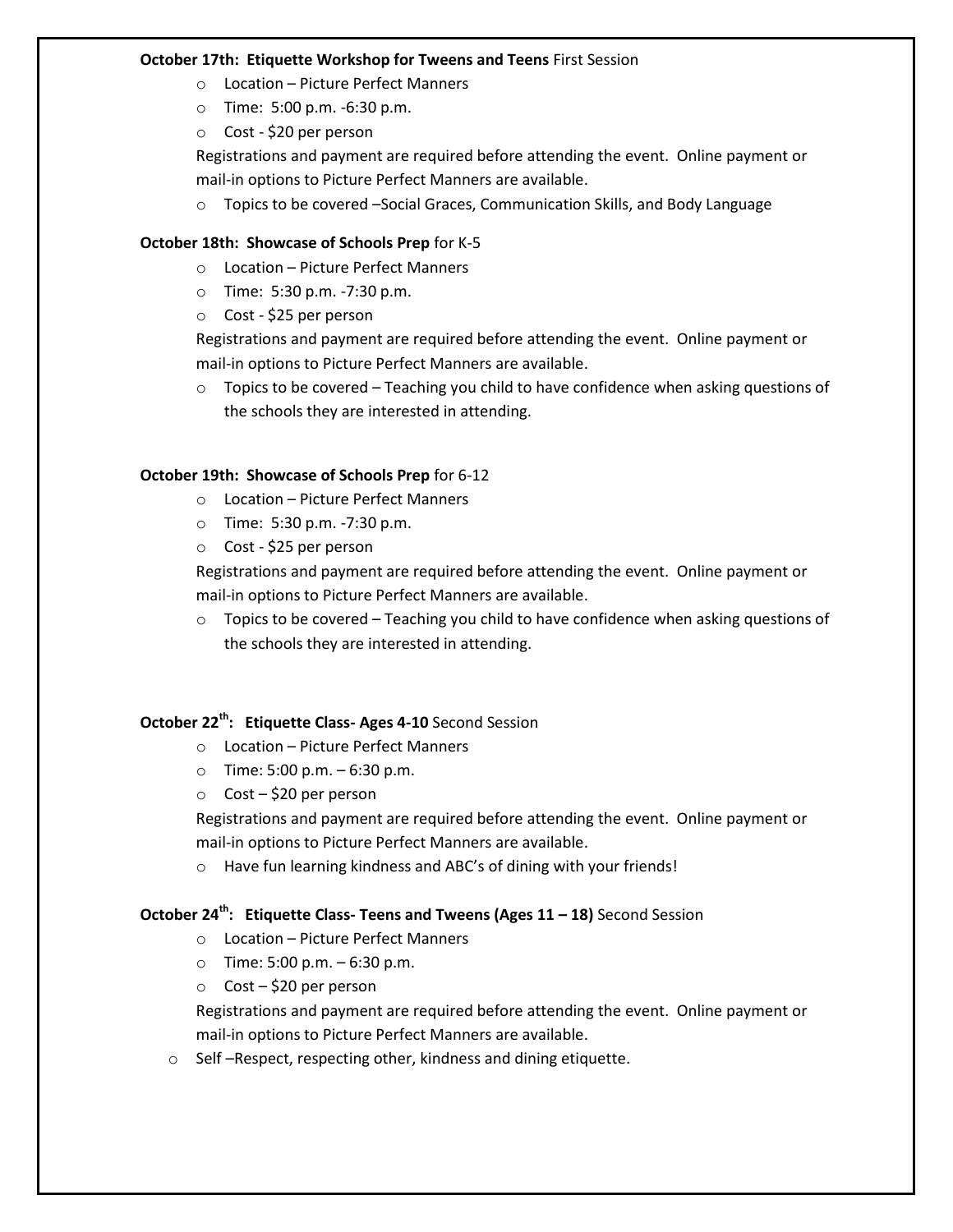**October 17th: Etiquette Workshop for Tweens and Teens** First Session

- Location – Picture Perfect Manners
- Time: 5:00 p.m. -6:30 p.m.
- Cost - $20 per person

Registrations and payment are required before attending the event. Online payment or mail-in options to Picture Perfect Manners are available.

- Topics to be covered –Social Graces, Communication Skills, and Body Language

**October 18th: Showcase of Schools Prep** for K-5

- Location – Picture Perfect Manners
- Time: 5:30 p.m. -7:30 p.m.
- Cost - $25 per person

Registrations and payment are required before attending the event. Online payment or mail-in options to Picture Perfect Manners are available.

- Topics to be covered – Teaching you child to have confidence when asking questions of the schools they are interested in attending.

**October 19th: Showcase of Schools Prep** for 6-12

- Location – Picture Perfect Manners
- Time: 5:30 p.m. -7:30 p.m.
- Cost - $25 per person

Registrations and payment are required before attending the event. Online payment or mail-in options to Picture Perfect Manners are available.

- Topics to be covered – Teaching you child to have confidence when asking questions of the schools they are interested in attending.

**October 22nd: Etiquette Class- Ages 4-10** Second Session

- Location – Picture Perfect Manners
- Time: 5:00 p.m. – 6:30 p.m.
- Cost – $20 per person

Registrations and payment are required before attending the event. Online payment or mail-in options to Picture Perfect Manners are available.

- Have fun learning kindness and ABC's of dining with your friends!

**October 24th: Etiquette Class- Teens and Tweens (Ages 11 – 18)** Second Session

- Location – Picture Perfect Manners
- Time: 5:00 p.m. – 6:30 p.m.
- Cost – $20 per person

Registrations and payment are required before attending the event. Online payment or mail-in options to Picture Perfect Manners are available.

- Self –Respect, respecting other, kindness and dining etiquette.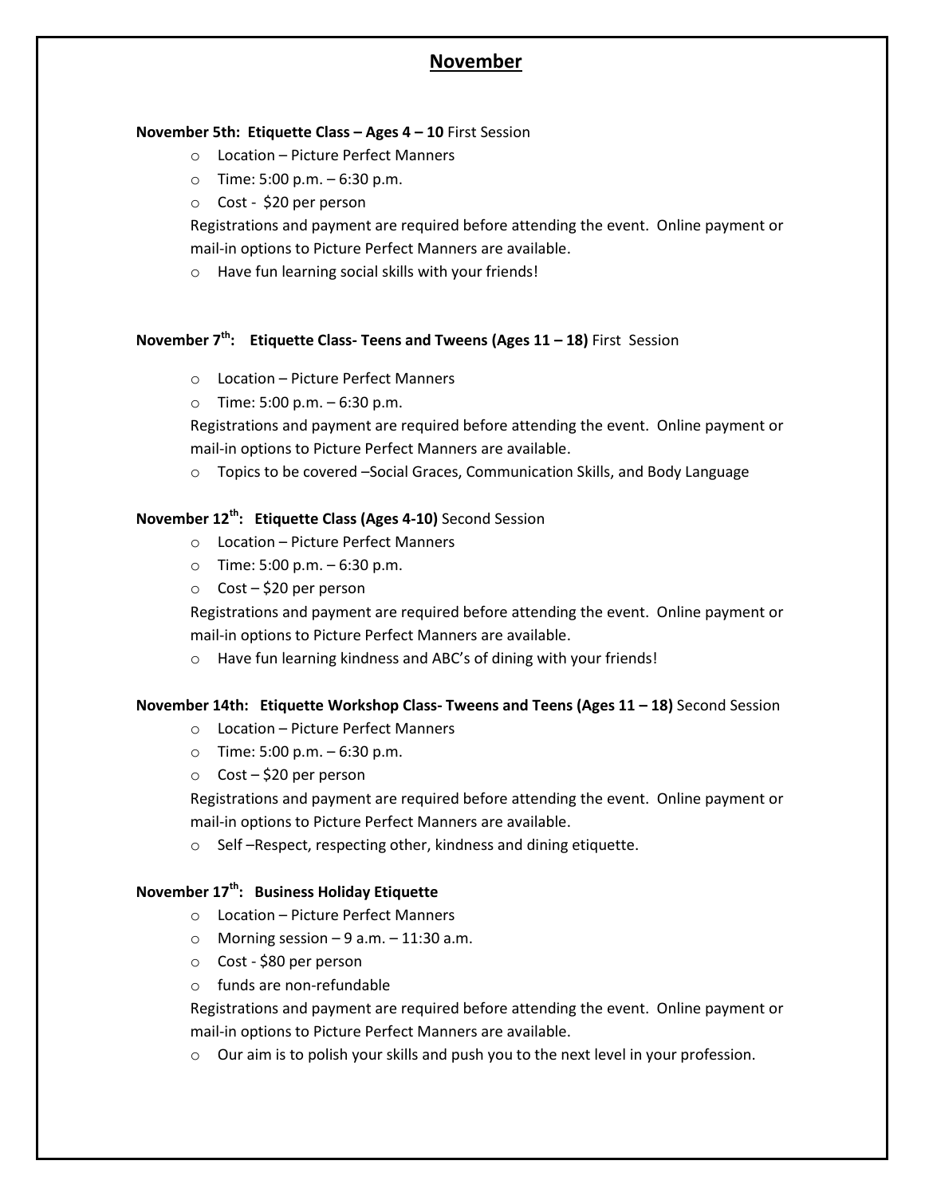## November

**November 5th: Etiquette Class – Ages 4 – 10** First Session

- Location – Picture Perfect Manners
- Time: 5:00 p.m. – 6:30 p.m.
- Cost - $20 per person

Registrations and payment are required before attending the event. Online payment or mail-in options to Picture Perfect Manners are available.

- Have fun learning social skills with your friends!

**November 7th: Etiquette Class- Teens and Tweens (Ages 11 – 18)** First Session

- Location – Picture Perfect Manners
- Time: 5:00 p.m. – 6:30 p.m.

Registrations and payment are required before attending the event. Online payment or mail-in options to Picture Perfect Manners are available.

- Topics to be covered –Social Graces, Communication Skills, and Body Language

**November 12th: Etiquette Class (Ages 4-10)** Second Session

- Location – Picture Perfect Manners
- Time: 5:00 p.m. – 6:30 p.m.
- Cost – $20 per person

Registrations and payment are required before attending the event. Online payment or mail-in options to Picture Perfect Manners are available.

- Have fun learning kindness and ABC's of dining with your friends!

**November 14th: Etiquette Workshop Class- Tweens and Teens (Ages 11 – 18)** Second Session

- Location – Picture Perfect Manners
- Time: 5:00 p.m. – 6:30 p.m.
- Cost – $20 per person

Registrations and payment are required before attending the event. Online payment or mail-in options to Picture Perfect Manners are available.

- Self –Respect, respecting other, kindness and dining etiquette.

**November 17th: Business Holiday Etiquette**

- Location – Picture Perfect Manners
- Morning session – 9 a.m. – 11:30 a.m.
- Cost - $80 per person
- funds are non-refundable

Registrations and payment are required before attending the event. Online payment or mail-in options to Picture Perfect Manners are available.

- Our aim is to polish your skills and push you to the next level in your profession.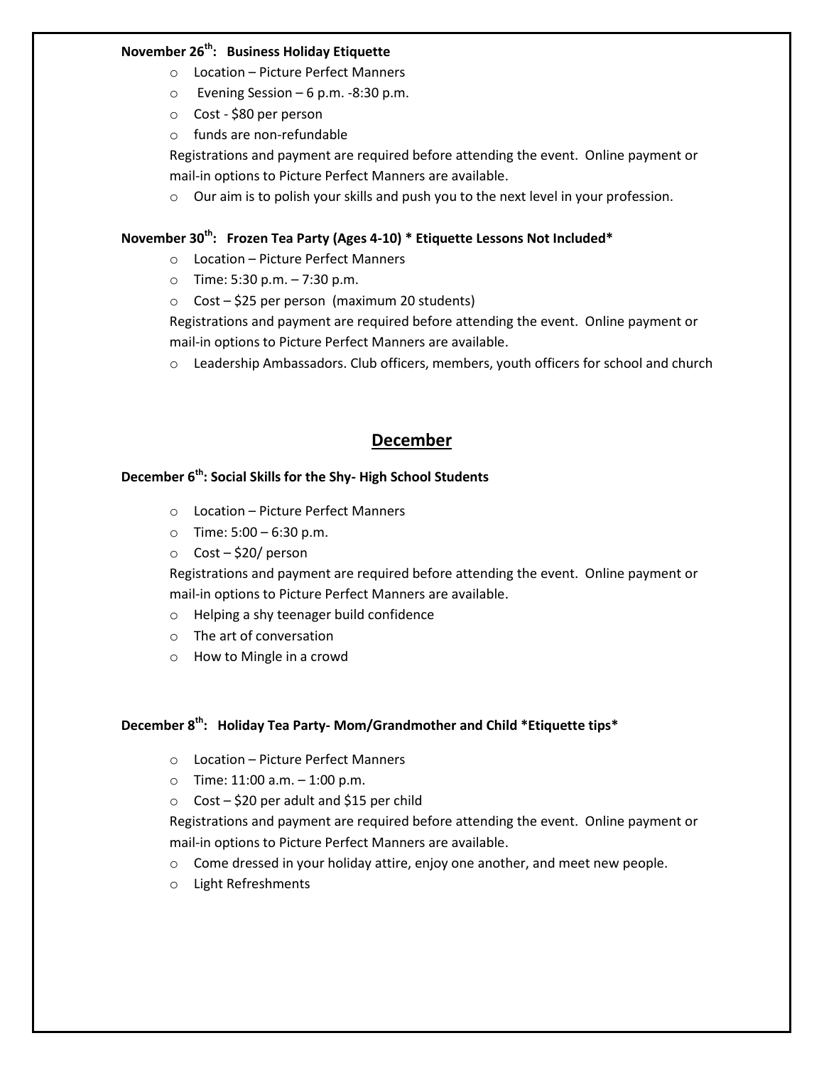**November 26th: Business Holiday Etiquette**

- Location – Picture Perfect Manners
- Evening Session – 6 p.m. -8:30 p.m.
- Cost - $80 per person
- funds are non-refundable

Registrations and payment are required before attending the event. Online payment or mail-in options to Picture Perfect Manners are available.

- Our aim is to polish your skills and push you to the next level in your profession.

**November 30th: Frozen Tea Party (Ages 4-10) * Etiquette Lessons Not Included***

- Location – Picture Perfect Manners
- Time: 5:30 p.m. – 7:30 p.m.
- Cost – $25 per person (maximum 20 students)

Registrations and payment are required before attending the event. Online payment or mail-in options to Picture Perfect Manners are available.

- Leadership Ambassadors. Club officers, members, youth officers for school and church

## December

**December 6th: Social Skills for the Shy- High School Students**

- Location – Picture Perfect Manners
- Time: 5:00 – 6:30 p.m.
- Cost – $20/ person

Registrations and payment are required before attending the event. Online payment or mail-in options to Picture Perfect Manners are available.

- Helping a shy teenager build confidence
- The art of conversation
- How to Mingle in a crowd

**December 8th: Holiday Tea Party- Mom/Grandmother and Child *Etiquette tips***

- Location – Picture Perfect Manners
- Time: 11:00 a.m. – 1:00 p.m.
- Cost – $20 per adult and $15 per child

Registrations and payment are required before attending the event. Online payment or mail-in options to Picture Perfect Manners are available.

- Come dressed in your holiday attire, enjoy one another, and meet new people.
- Light Refreshments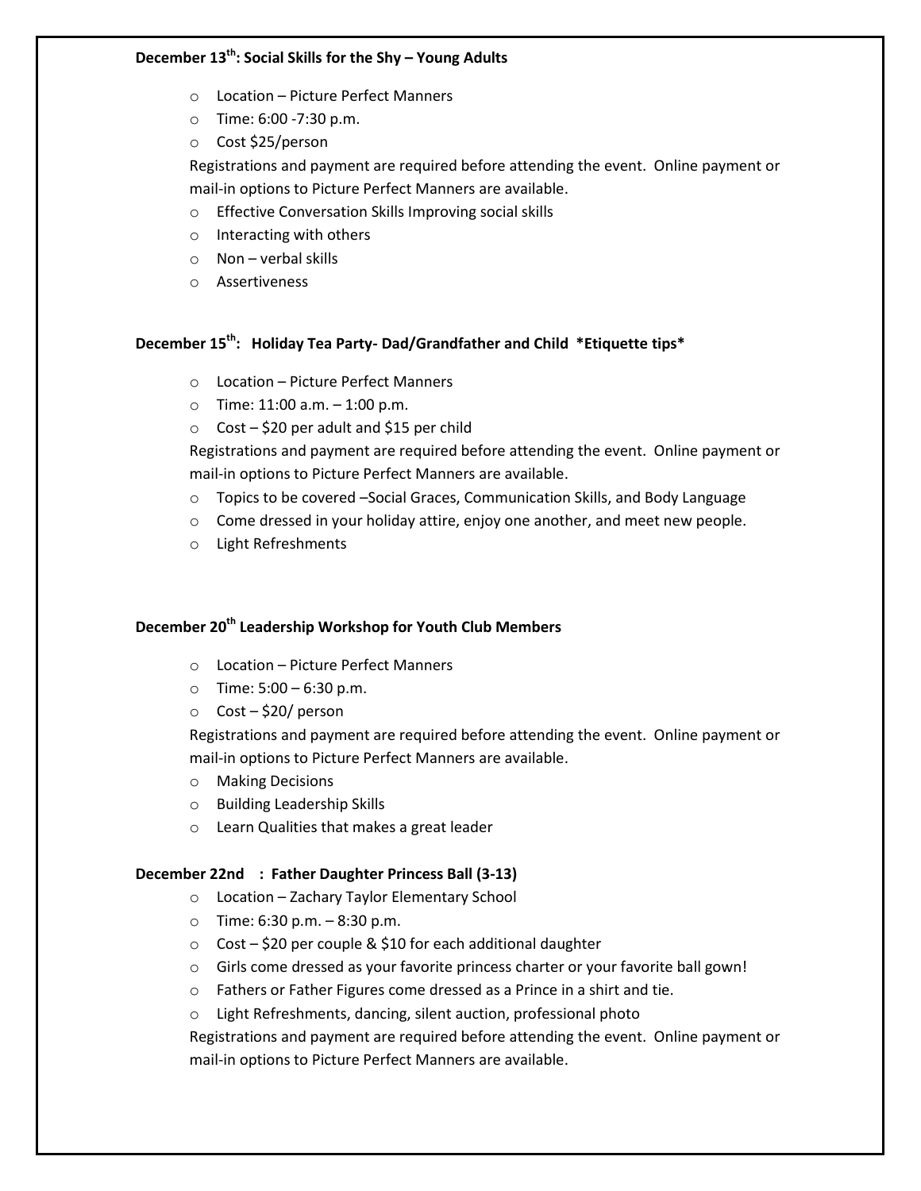**December 13th: Social Skills for the Shy – Young Adults**

- Location – Picture Perfect Manners
- Time: 6:00 -7:30 p.m.
- Cost $25/person

Registrations and payment are required before attending the event. Online payment or mail-in options to Picture Perfect Manners are available.

- Effective Conversation Skills Improving social skills
- Interacting with others
- Non – verbal skills
- Assertiveness

**December 15th: Holiday Tea Party- Dad/Grandfather and Child *Etiquette tips***

- Location – Picture Perfect Manners
- Time: 11:00 a.m. – 1:00 p.m.
- Cost – $20 per adult and $15 per child

Registrations and payment are required before attending the event. Online payment or mail-in options to Picture Perfect Manners are available.

- Topics to be covered –Social Graces, Communication Skills, and Body Language
- Come dressed in your holiday attire, enjoy one another, and meet new people.
- Light Refreshments

**December 20th Leadership Workshop for Youth Club Members**

- Location – Picture Perfect Manners
- Time: 5:00 – 6:30 p.m.
- Cost – $20/ person

Registrations and payment are required before attending the event. Online payment or mail-in options to Picture Perfect Manners are available.

- Making Decisions
- Building Leadership Skills
- Learn Qualities that makes a great leader

**December 22nd : Father Daughter Princess Ball (3-13)**

- Location – Zachary Taylor Elementary School
- Time: 6:30 p.m. – 8:30 p.m.
- Cost – $20 per couple & $10 for each additional daughter
- Girls come dressed as your favorite princess charter or your favorite ball gown!
- Fathers or Father Figures come dressed as a Prince in a shirt and tie.
- Light Refreshments, dancing, silent auction, professional photo

Registrations and payment are required before attending the event. Online payment or mail-in options to Picture Perfect Manners are available.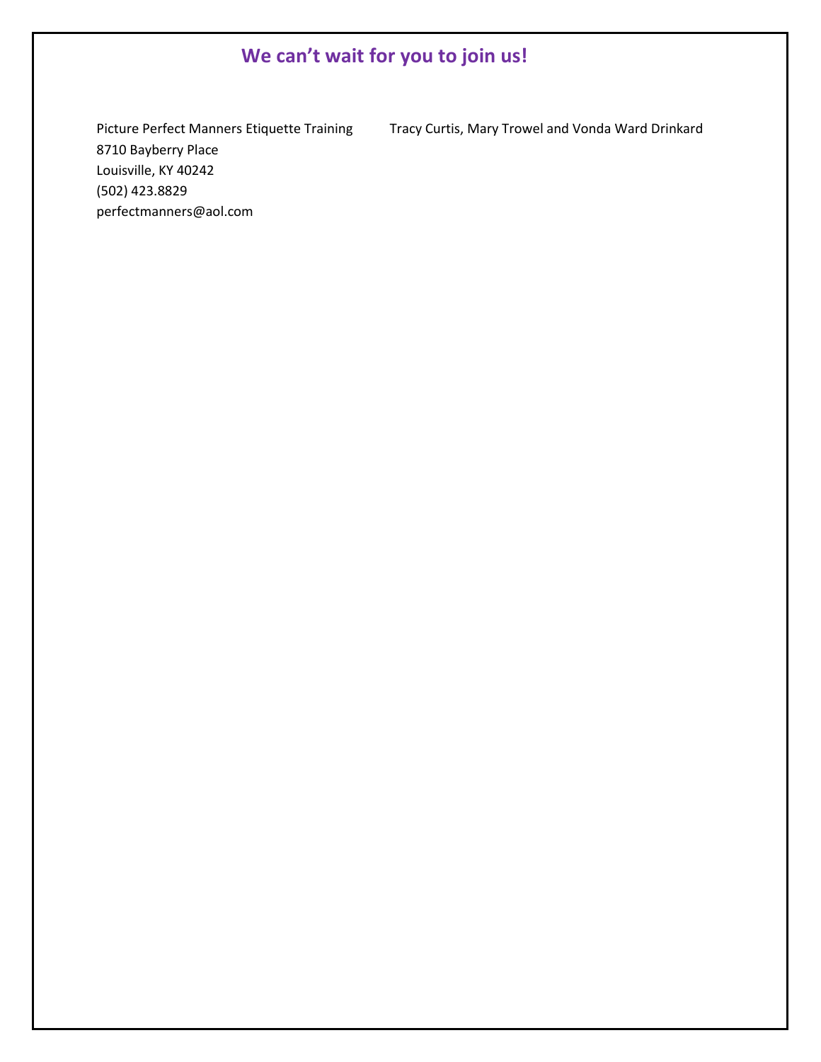## We can't wait for you to join us!

Picture Perfect Manners Etiquette Training
8710 Bayberry Place
Louisville, KY 40242
(502) 423.8829
perfectmanners@aol.com

Tracy Curtis, Mary Trowel and Vonda Ward Drinkard